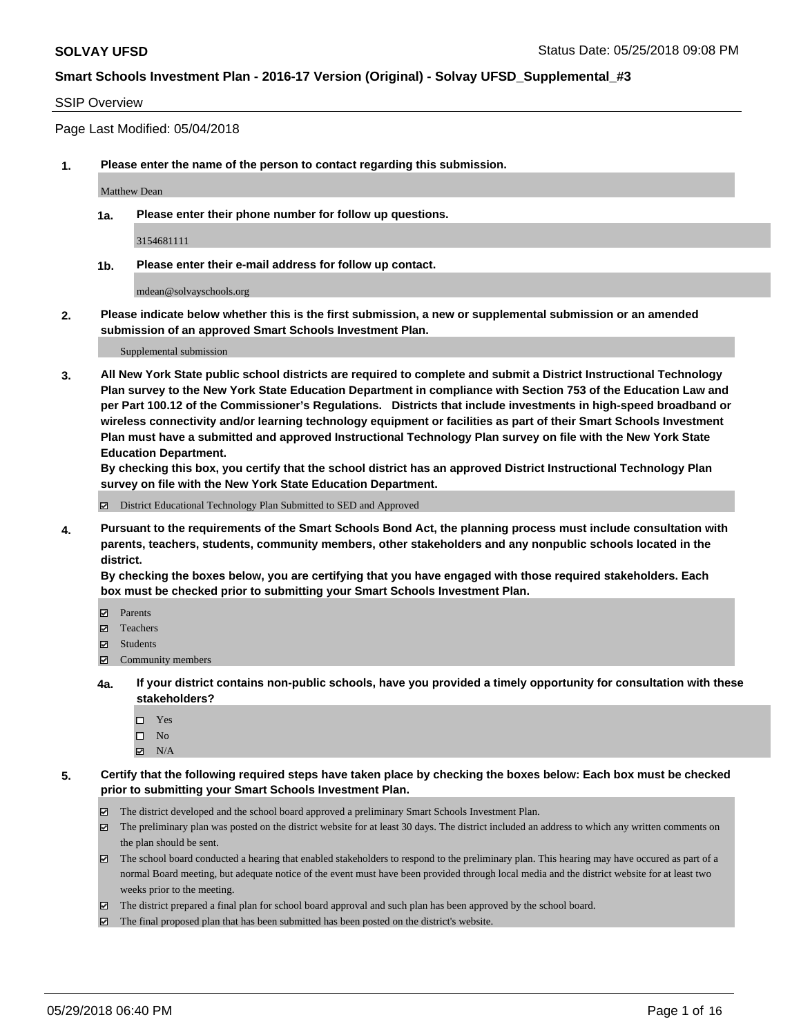# SOLVAY UFSD

Status Date: 05/25/2018 09:08 PM

## Smart Schools Investment Plan - 2016-17 Version (Original) - Solvay UFSD_Supplemental_#3

SSIP Overview

Page Last Modified: 05/04/2018

**1. Please enter the name of the person to contact regarding this submission.**

Matthew Dean

**1a. Please enter their phone number for follow up questions.**

3154681111

**1b. Please enter their e-mail address for follow up contact.**

mdean@solvayschools.org

**2. Please indicate below whether this is the first submission, a new or supplemental submission or an amended submission of an approved Smart Schools Investment Plan.**

Supplemental submission

**3. All New York State public school districts are required to complete and submit a District Instructional Technology Plan survey to the New York State Education Department in compliance with Section 753 of the Education Law and per Part 100.12 of the Commissioner's Regulations. Districts that include investments in high-speed broadband or wireless connectivity and/or learning technology equipment or facilities as part of their Smart Schools Investment Plan must have a submitted and approved Instructional Technology Plan survey on file with the New York State Education Department.**
**By checking this box, you certify that the school district has an approved District Instructional Technology Plan survey on file with the New York State Education Department.**

- [x] District Educational Technology Plan Submitted to SED and Approved

**4. Pursuant to the requirements of the Smart Schools Bond Act, the planning process must include consultation with parents, teachers, students, community members, other stakeholders and any nonpublic schools located in the district.**
**By checking the boxes below, you are certifying that you have engaged with those required stakeholders. Each box must be checked prior to submitting your Smart Schools Investment Plan.**

- [x] Parents
- [x] Teachers
- [x] Students
- [x] Community members

**4a. If your district contains non-public schools, have you provided a timely opportunity for consultation with these stakeholders?**

- [ ] Yes
- [ ] No
- [x] N/A

**5. Certify that the following required steps have taken place by checking the boxes below: Each box must be checked prior to submitting your Smart Schools Investment Plan.**

- [x] The district developed and the school board approved a preliminary Smart Schools Investment Plan.
- [x] The preliminary plan was posted on the district website for at least 30 days. The district included an address to which any written comments on the plan should be sent.
- [x] The school board conducted a hearing that enabled stakeholders to respond to the preliminary plan. This hearing may have occured as part of a normal Board meeting, but adequate notice of the event must have been provided through local media and the district website for at least two weeks prior to the meeting.
- [x] The district prepared a final plan for school board approval and such plan has been approved by the school board.
- [x] The final proposed plan that has been submitted has been posted on the district's website.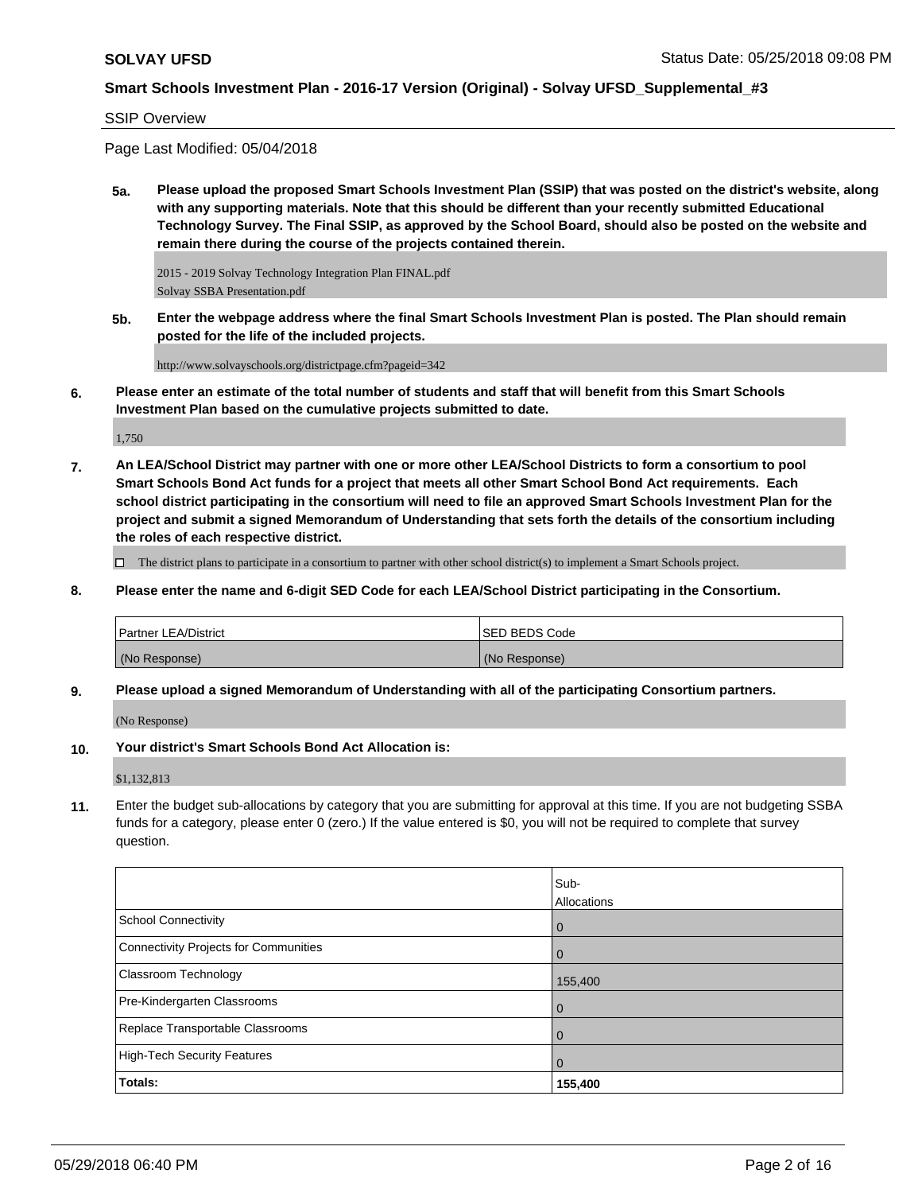SSIP Overview

Page Last Modified: 05/04/2018

**5a. Please upload the proposed Smart Schools Investment Plan (SSIP) that was posted on the district's website, along with any supporting materials. Note that this should be different than your recently submitted Educational Technology Survey. The Final SSIP, as approved by the School Board, should also be posted on the website and remain there during the course of the projects contained therein.**

2015 - 2019 Solvay Technology Integration Plan FINAL.pdf
Solvay SSBA Presentation.pdf

**5b. Enter the webpage address where the final Smart Schools Investment Plan is posted. The Plan should remain posted for the life of the included projects.**

http://www.solvayschools.org/districtpage.cfm?pageid=342

**6. Please enter an estimate of the total number of students and staff that will benefit from this Smart Schools Investment Plan based on the cumulative projects submitted to date.**

1,750

**7. An LEA/School District may partner with one or more other LEA/School Districts to form a consortium to pool Smart Schools Bond Act funds for a project that meets all other Smart School Bond Act requirements. Each school district participating in the consortium will need to file an approved Smart Schools Investment Plan for the project and submit a signed Memorandum of Understanding that sets forth the details of the consortium including the roles of each respective district.**

☐ The district plans to participate in a consortium to partner with other school district(s) to implement a Smart Schools project.

**8. Please enter the name and 6-digit SED Code for each LEA/School District participating in the Consortium.**

| Partner LEA/District | SED BEDS Code |
| --- | --- |
| (No Response) | (No Response) |

**9. Please upload a signed Memorandum of Understanding with all of the participating Consortium partners.**

(No Response)

**10. Your district's Smart Schools Bond Act Allocation is:**

$1,132,813

**11.** Enter the budget sub-allocations by category that you are submitting for approval at this time. If you are not budgeting SSBA funds for a category, please enter 0 (zero.) If the value entered is $0, you will not be required to complete that survey question.

| | Sub-Allocations |
| --- | --- |
| School Connectivity | 0 |
| Connectivity Projects for Communities | 0 |
| Classroom Technology | 155,400 |
| Pre-Kindergarten Classrooms | 0 |
| Replace Transportable Classrooms | 0 |
| High-Tech Security Features | 0 |
| **Totals:** | **155,400** |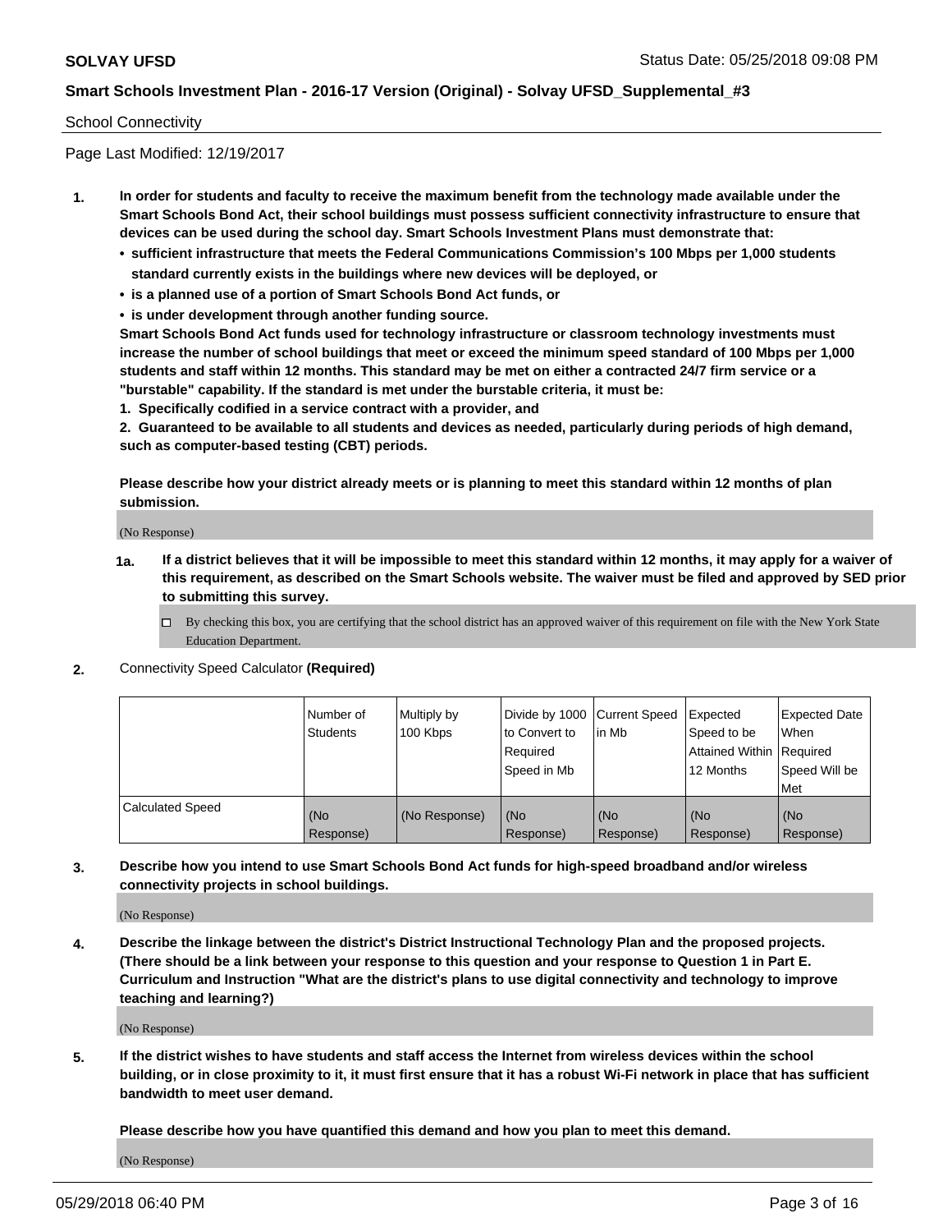School Connectivity

Page Last Modified: 12/19/2017

**1. In order for students and faculty to receive the maximum benefit from the technology made available under the Smart Schools Bond Act, their school buildings must possess sufficient connectivity infrastructure to ensure that devices can be used during the school day. Smart Schools Investment Plans must demonstrate that:**

- **sufficient infrastructure that meets the Federal Communications Commission's 100 Mbps per 1,000 students standard currently exists in the buildings where new devices will be deployed, or**
- **is a planned use of a portion of Smart Schools Bond Act funds, or**
- **is under development through another funding source.**

**Smart Schools Bond Act funds used for technology infrastructure or classroom technology investments must increase the number of school buildings that meet or exceed the minimum speed standard of 100 Mbps per 1,000 students and staff within 12 months. This standard may be met on either a contracted 24/7 firm service or a "burstable" capability. If the standard is met under the burstable criteria, it must be:**

**1. Specifically codified in a service contract with a provider, and**

**2. Guaranteed to be available to all students and devices as needed, particularly during periods of high demand, such as computer-based testing (CBT) periods.**

**Please describe how your district already meets or is planning to meet this standard within 12 months of plan submission.**

(No Response)

**1a. If a district believes that it will be impossible to meet this standard within 12 months, it may apply for a waiver of this requirement, as described on the Smart Schools website. The waiver must be filed and approved by SED prior to submitting this survey.**

☐ By checking this box, you are certifying that the school district has an approved waiver of this requirement on file with the New York State Education Department.

**2.** Connectivity Speed Calculator **(Required)**

| | Number of Students | Multiply by 100 Kbps | Divide by 1000 to Convert to Required Speed in Mb | Current Speed in Mb | Expected Speed to be Attained Within 12 Months | Expected Date When Required Speed Will be Met |
|---|---|---|---|---|---|---|
| Calculated Speed | (No Response) | (No Response) | (No Response) | (No Response) | (No Response) | (No Response) |

**3. Describe how you intend to use Smart Schools Bond Act funds for high-speed broadband and/or wireless connectivity projects in school buildings.**

(No Response)

**4. Describe the linkage between the district's District Instructional Technology Plan and the proposed projects. (There should be a link between your response to this question and your response to Question 1 in Part E. Curriculum and Instruction "What are the district's plans to use digital connectivity and technology to improve teaching and learning?)**

(No Response)

**5. If the district wishes to have students and staff access the Internet from wireless devices within the school building, or in close proximity to it, it must first ensure that it has a robust Wi-Fi network in place that has sufficient bandwidth to meet user demand.**

**Please describe how you have quantified this demand and how you plan to meet this demand.**

(No Response)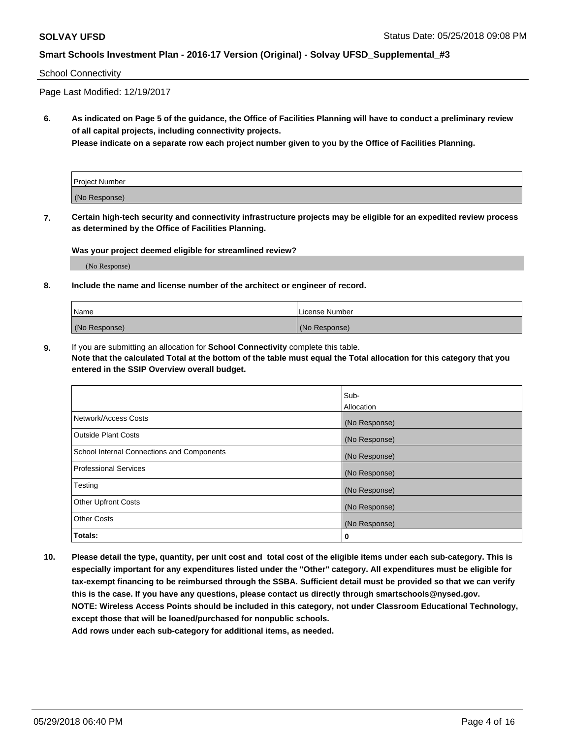School Connectivity

Page Last Modified: 12/19/2017

**6. As indicated on Page 5 of the guidance, the Office of Facilities Planning will have to conduct a preliminary review of all capital projects, including connectivity projects.**
**Please indicate on a separate row each project number given to you by the Office of Facilities Planning.**

| Project Number |
| --- |
| (No Response) |

**7. Certain high-tech security and connectivity infrastructure projects may be eligible for an expedited review process as determined by the Office of Facilities Planning.**

**Was your project deemed eligible for streamlined review?**

(No Response)

**8. Include the name and license number of the architect or engineer of record.**

| Name | License Number |
| --- | --- |
| (No Response) | (No Response) |

**9.** If you are submitting an allocation for **School Connectivity** complete this table.
**Note that the calculated Total at the bottom of the table must equal the Total allocation for this category that you entered in the SSIP Overview overall budget.**

| | Sub-Allocation |
| --- | --- |
| Network/Access Costs | (No Response) |
| Outside Plant Costs | (No Response) |
| School Internal Connections and Components | (No Response) |
| Professional Services | (No Response) |
| Testing | (No Response) |
| Other Upfront Costs | (No Response) |
| Other Costs | (No Response) |
| **Totals:** | **0** |

**10. Please detail the type, quantity, per unit cost and total cost of the eligible items under each sub-category. This is especially important for any expenditures listed under the "Other" category. All expenditures must be eligible for tax-exempt financing to be reimbursed through the SSBA. Sufficient detail must be provided so that we can verify this is the case. If you have any questions, please contact us directly through smartschools@nysed.gov.**
**NOTE: Wireless Access Points should be included in this category, not under Classroom Educational Technology, except those that will be loaned/purchased for nonpublic schools.**
**Add rows under each sub-category for additional items, as needed.**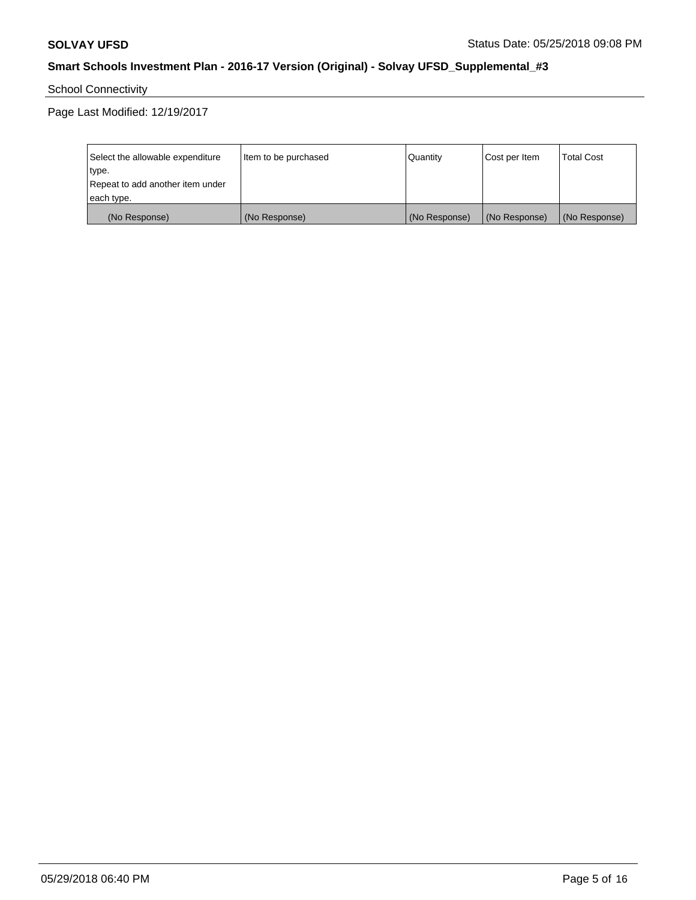School Connectivity

Page Last Modified: 12/19/2017

| Select the allowable expenditure type. Repeat to add another item under each type. | Item to be purchased | Quantity | Cost per Item | Total Cost |
| --- | --- | --- | --- | --- |
| (No Response) | (No Response) | (No Response) | (No Response) | (No Response) |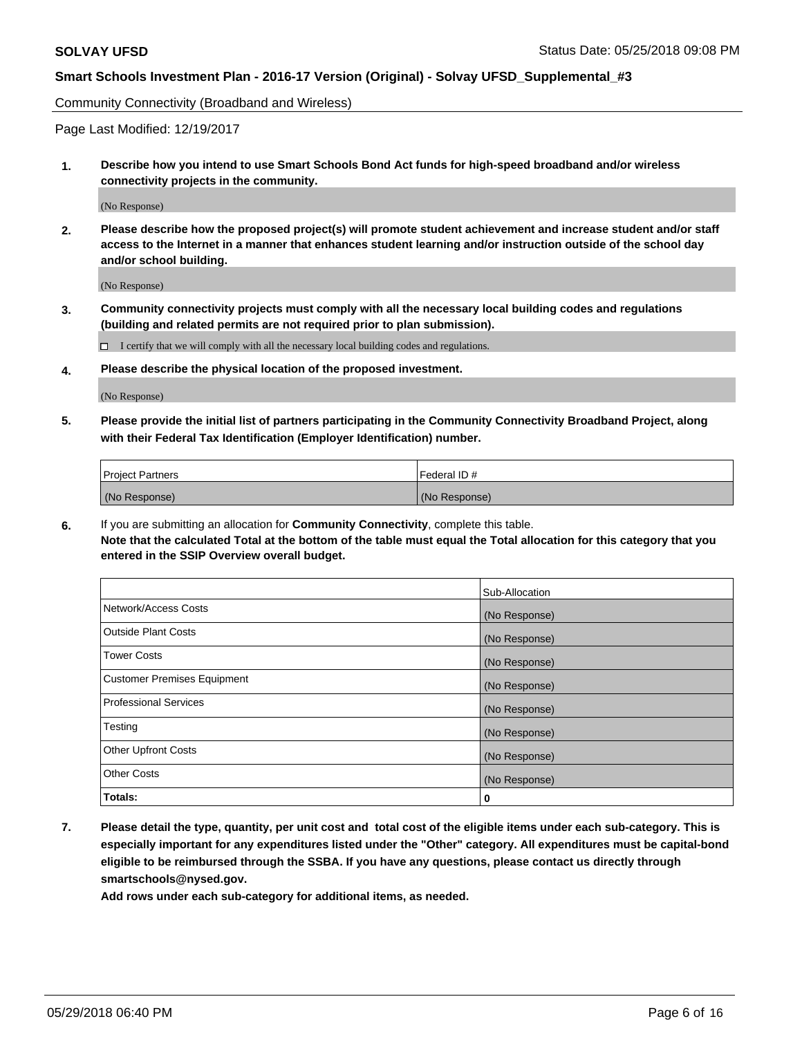Community Connectivity (Broadband and Wireless)

Page Last Modified: 12/19/2017

**1. Describe how you intend to use Smart Schools Bond Act funds for high-speed broadband and/or wireless connectivity projects in the community.**

(No Response)

**2. Please describe how the proposed project(s) will promote student achievement and increase student and/or staff access to the Internet in a manner that enhances student learning and/or instruction outside of the school day and/or school building.**

(No Response)

**3. Community connectivity projects must comply with all the necessary local building codes and regulations (building and related permits are not required prior to plan submission).**

☐ I certify that we will comply with all the necessary local building codes and regulations.

**4. Please describe the physical location of the proposed investment.**

(No Response)

**5. Please provide the initial list of partners participating in the Community Connectivity Broadband Project, along with their Federal Tax Identification (Employer Identification) number.**

| Project Partners | Federal ID # |
|---|---|
| (No Response) | (No Response) |

**6.** If you are submitting an allocation for **Community Connectivity**, complete this table.
**Note that the calculated Total at the bottom of the table must equal the Total allocation for this category that you entered in the SSIP Overview overall budget.**

| | Sub-Allocation |
|---|---|
| Network/Access Costs | (No Response) |
| Outside Plant Costs | (No Response) |
| Tower Costs | (No Response) |
| Customer Premises Equipment | (No Response) |
| Professional Services | (No Response) |
| Testing | (No Response) |
| Other Upfront Costs | (No Response) |
| Other Costs | (No Response) |
| **Totals:** | **0** |

**7. Please detail the type, quantity, per unit cost and total cost of the eligible items under each sub-category. This is especially important for any expenditures listed under the "Other" category. All expenditures must be capital-bond eligible to be reimbursed through the SSBA. If you have any questions, please contact us directly through smartschools@nysed.gov.**

**Add rows under each sub-category for additional items, as needed.**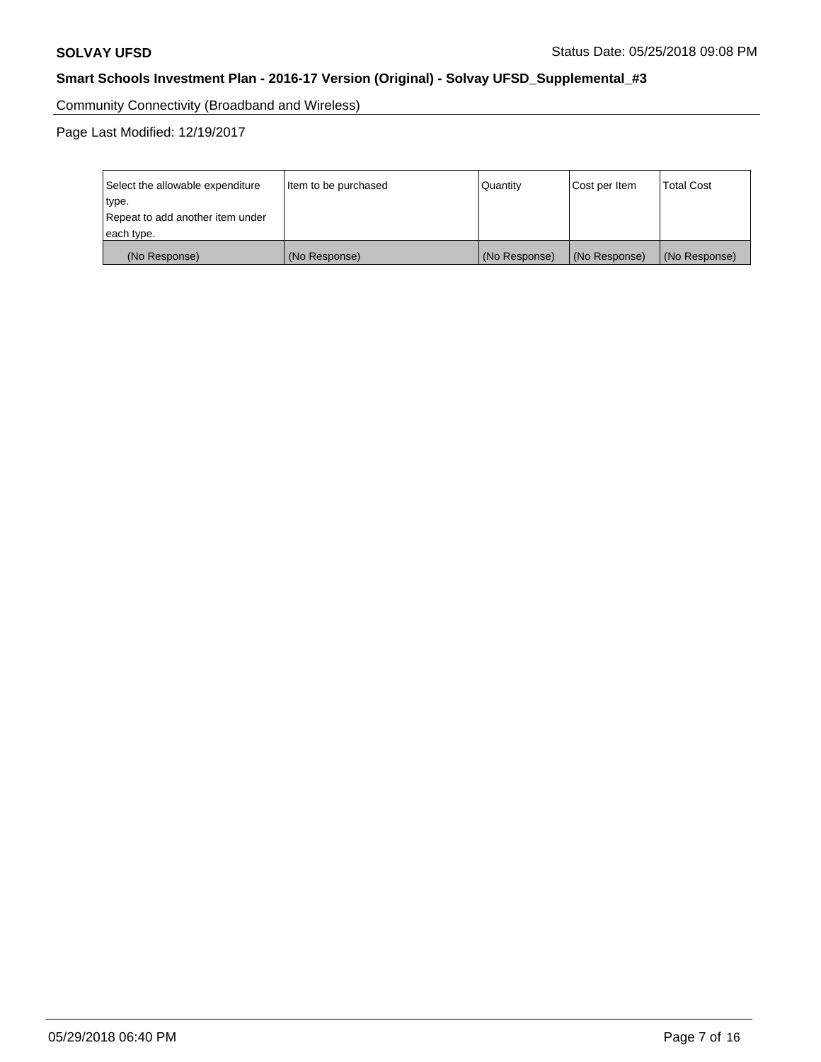Community Connectivity (Broadband and Wireless)

Page Last Modified: 12/19/2017

| Select the allowable expenditure type. Repeat to add another item under each type. | Item to be purchased | Quantity | Cost per Item | Total Cost |
|---|---|---|---|---|
| (No Response) | (No Response) | (No Response) | (No Response) | (No Response) |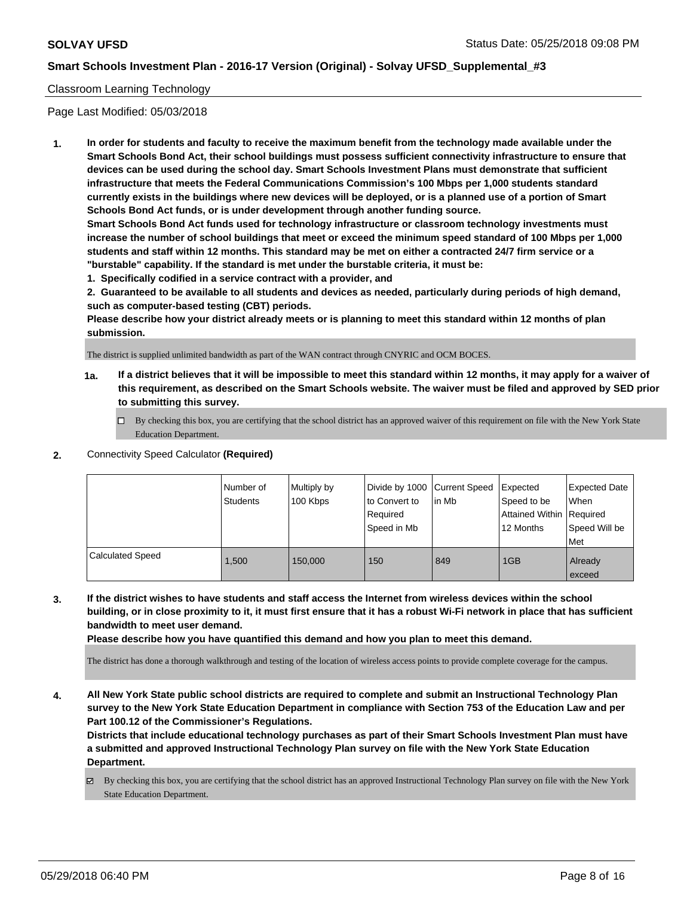Classroom Learning Technology

Page Last Modified: 05/03/2018

**1. In order for students and faculty to receive the maximum benefit from the technology made available under the Smart Schools Bond Act, their school buildings must possess sufficient connectivity infrastructure to ensure that devices can be used during the school day. Smart Schools Investment Plans must demonstrate that sufficient infrastructure that meets the Federal Communications Commission's 100 Mbps per 1,000 students standard currently exists in the buildings where new devices will be deployed, or is a planned use of a portion of Smart Schools Bond Act funds, or is under development through another funding source.**

**Smart Schools Bond Act funds used for technology infrastructure or classroom technology investments must increase the number of school buildings that meet or exceed the minimum speed standard of 100 Mbps per 1,000 students and staff within 12 months. This standard may be met on either a contracted 24/7 firm service or a "burstable" capability. If the standard is met under the burstable criteria, it must be:**

**1. Specifically codified in a service contract with a provider, and**

**2. Guaranteed to be available to all students and devices as needed, particularly during periods of high demand, such as computer-based testing (CBT) periods.**

**Please describe how your district already meets or is planning to meet this standard within 12 months of plan submission.**

The district is supplied unlimited bandwidth as part of the WAN contract through CNYRIC and OCM BOCES.

**1a. If a district believes that it will be impossible to meet this standard within 12 months, it may apply for a waiver of this requirement, as described on the Smart Schools website. The waiver must be filed and approved by SED prior to submitting this survey.**

☐ By checking this box, you are certifying that the school district has an approved waiver of this requirement on file with the New York State Education Department.

**2. Connectivity Speed Calculator (Required)**

| | Number of Students | Multiply by 100 Kbps | Divide by 1000 to Convert to Required Speed in Mb | Current Speed in Mb | Expected Speed to be Attained Within 12 Months | Expected Date When Required Speed Will be Met |
|---|---|---|---|---|---|---|
| Calculated Speed | 1,500 | 150,000 | 150 | 849 | 1GB | Already exceed |

**3. If the district wishes to have students and staff access the Internet from wireless devices within the school building, or in close proximity to it, it must first ensure that it has a robust Wi-Fi network in place that has sufficient bandwidth to meet user demand.**

**Please describe how you have quantified this demand and how you plan to meet this demand.**

The district has done a thorough walkthrough and testing of the location of wireless access points to provide complete coverage for the campus.

**4. All New York State public school districts are required to complete and submit an Instructional Technology Plan survey to the New York State Education Department in compliance with Section 753 of the Education Law and per Part 100.12 of the Commissioner's Regulations.**

**Districts that include educational technology purchases as part of their Smart Schools Investment Plan must have a submitted and approved Instructional Technology Plan survey on file with the New York State Education Department.**

☑ By checking this box, you are certifying that the school district has an approved Instructional Technology Plan survey on file with the New York State Education Department.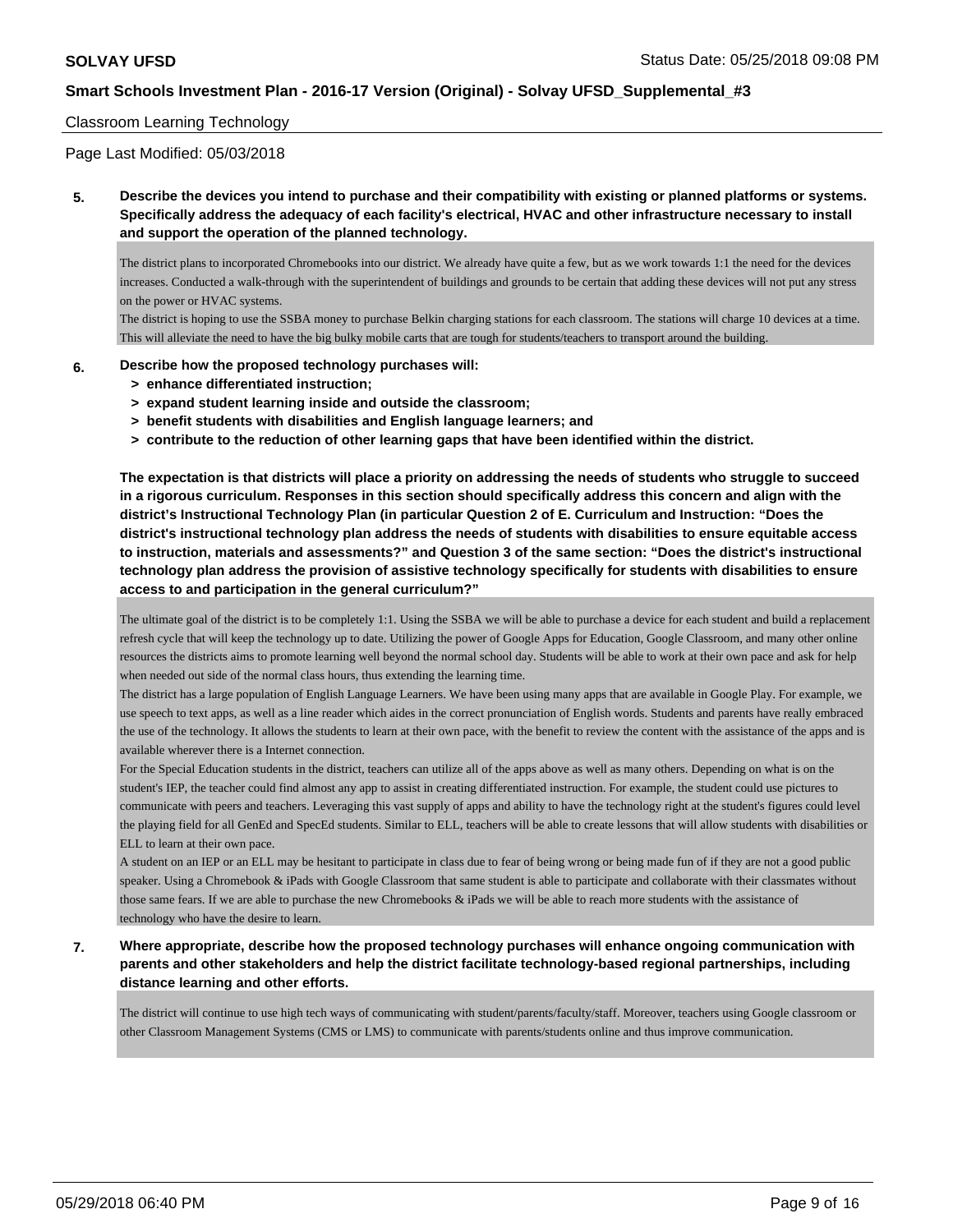Classroom Learning Technology

Page Last Modified: 05/03/2018

**5. Describe the devices you intend to purchase and their compatibility with existing or planned platforms or systems. Specifically address the adequacy of each facility's electrical, HVAC and other infrastructure necessary to install and support the operation of the planned technology.**

The district plans to incorporated Chromebooks into our district. We already have quite a few, but as we work towards 1:1 the need for the devices increases. Conducted a walk-through with the superintendent of buildings and grounds to be certain that adding these devices will not put any stress on the power or HVAC systems.
The district is hoping to use the SSBA money to purchase Belkin charging stations for each classroom. The stations will charge 10 devices at a time. This will alleviate the need to have the big bulky mobile carts that are tough for students/teachers to transport around the building.

**6. Describe how the proposed technology purchases will:**
- **> enhance differentiated instruction;**
- **> expand student learning inside and outside the classroom;**
- **> benefit students with disabilities and English language learners; and**
- **> contribute to the reduction of other learning gaps that have been identified within the district.**

**The expectation is that districts will place a priority on addressing the needs of students who struggle to succeed in a rigorous curriculum. Responses in this section should specifically address this concern and align with the district's Instructional Technology Plan (in particular Question 2 of E. Curriculum and Instruction: "Does the district's instructional technology plan address the needs of students with disabilities to ensure equitable access to instruction, materials and assessments?" and Question 3 of the same section: "Does the district's instructional technology plan address the provision of assistive technology specifically for students with disabilities to ensure access to and participation in the general curriculum?"**

The ultimate goal of the district is to be completely 1:1. Using the SSBA we will be able to purchase a device for each student and build a replacement refresh cycle that will keep the technology up to date. Utilizing the power of Google Apps for Education, Google Classroom, and many other online resources the districts aims to promote learning well beyond the normal school day. Students will be able to work at their own pace and ask for help when needed out side of the normal class hours, thus extending the learning time.
The district has a large population of English Language Learners. We have been using many apps that are available in Google Play. For example, we use speech to text apps, as well as a line reader which aides in the correct pronunciation of English words. Students and parents have really embraced the use of the technology. It allows the students to learn at their own pace, with the benefit to review the content with the assistance of the apps and is available wherever there is a Internet connection.
For the Special Education students in the district, teachers can utilize all of the apps above as well as many others. Depending on what is on the student's IEP, the teacher could find almost any app to assist in creating differentiated instruction. For example, the student could use pictures to communicate with peers and teachers. Leveraging this vast supply of apps and ability to have the technology right at the student's figures could level the playing field for all GenEd and SpecEd students. Similar to ELL, teachers will be able to create lessons that will allow students with disabilities or ELL to learn at their own pace.
A student on an IEP or an ELL may be hesitant to participate in class due to fear of being wrong or being made fun of if they are not a good public speaker. Using a Chromebook & iPads with Google Classroom that same student is able to participate and collaborate with their classmates without those same fears. If we are able to purchase the new Chromebooks & iPads we will be able to reach more students with the assistance of technology who have the desire to learn.

**7. Where appropriate, describe how the proposed technology purchases will enhance ongoing communication with parents and other stakeholders and help the district facilitate technology-based regional partnerships, including distance learning and other efforts.**

The district will continue to use high tech ways of communicating with student/parents/faculty/staff. Moreover, teachers using Google classroom or other Classroom Management Systems (CMS or LMS) to communicate with parents/students online and thus improve communication.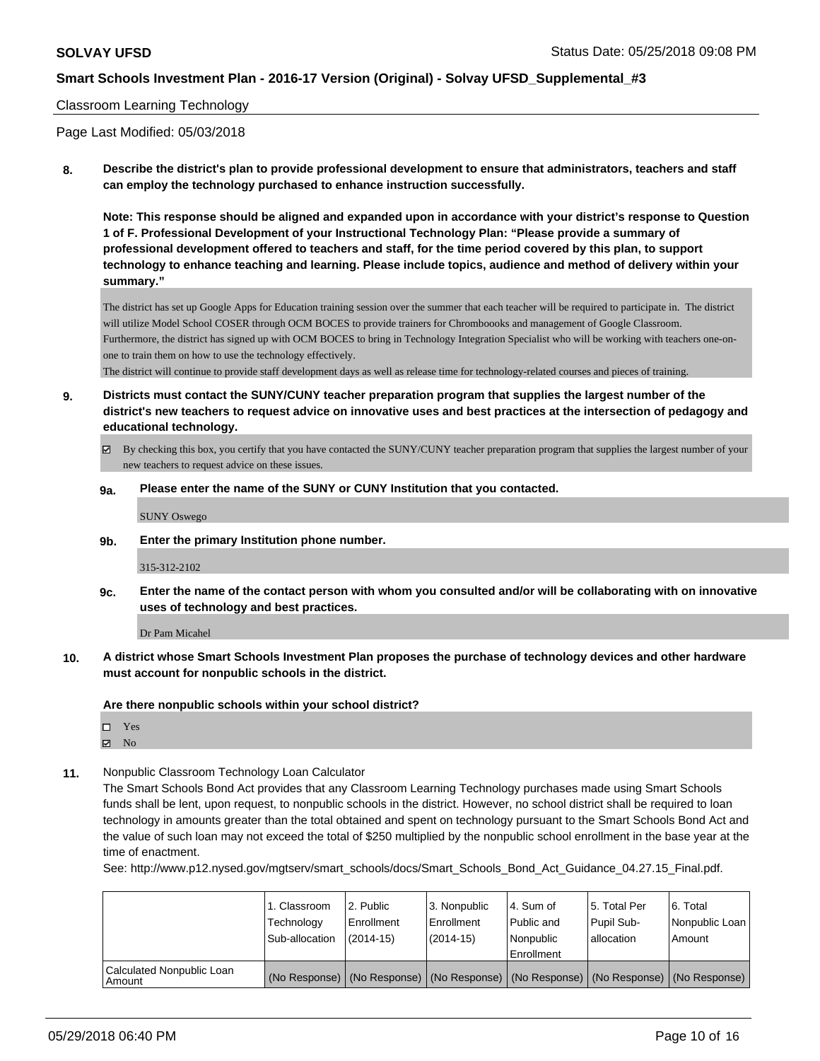Classroom Learning Technology

Page Last Modified: 05/03/2018

**8. Describe the district's plan to provide professional development to ensure that administrators, teachers and staff can employ the technology purchased to enhance instruction successfully.**

**Note: This response should be aligned and expanded upon in accordance with your district's response to Question 1 of F. Professional Development of your Instructional Technology Plan: "Please provide a summary of professional development offered to teachers and staff, for the time period covered by this plan, to support technology to enhance teaching and learning. Please include topics, audience and method of delivery within your summary."**

The district has set up Google Apps for Education training session over the summer that each teacher will be required to participate in. The district will utilize Model School COSER through OCM BOCES to provide trainers for Chromboooks and management of Google Classroom. Furthermore, the district has signed up with OCM BOCES to bring in Technology Integration Specialist who will be working with teachers one-on-one to train them on how to use the technology effectively.
The district will continue to provide staff development days as well as release time for technology-related courses and pieces of training.

**9. Districts must contact the SUNY/CUNY teacher preparation program that supplies the largest number of the district's new teachers to request advice on innovative uses and best practices at the intersection of pedagogy and educational technology.**

☑ By checking this box, you certify that you have contacted the SUNY/CUNY teacher preparation program that supplies the largest number of your new teachers to request advice on these issues.

**9a. Please enter the name of the SUNY or CUNY Institution that you contacted.**

SUNY Oswego

**9b. Enter the primary Institution phone number.**

315-312-2102

**9c. Enter the name of the contact person with whom you consulted and/or will be collaborating with on innovative uses of technology and best practices.**

Dr Pam Micahel

**10. A district whose Smart Schools Investment Plan proposes the purchase of technology devices and other hardware must account for nonpublic schools in the district.**

**Are there nonpublic schools within your school district?**

☐ Yes
☑ No

**11.** Nonpublic Classroom Technology Loan Calculator

The Smart Schools Bond Act provides that any Classroom Learning Technology purchases made using Smart Schools funds shall be lent, upon request, to nonpublic schools in the district. However, no school district shall be required to loan technology in amounts greater than the total obtained and spent on technology pursuant to the Smart Schools Bond Act and the value of such loan may not exceed the total of $250 multiplied by the nonpublic school enrollment in the base year at the time of enactment.

See: http://www.p12.nysed.gov/mgtserv/smart_schools/docs/Smart_Schools_Bond_Act_Guidance_04.27.15_Final.pdf.

| | 1. Classroom Technology Sub-allocation | 2. Public Enrollment (2014-15) | 3. Nonpublic Enrollment (2014-15) | 4. Sum of Public and Nonpublic Enrollment | 5. Total Per Pupil Sub-allocation | 6. Total Nonpublic Loan Amount |
|---|---|---|---|---|---|---|
| Calculated Nonpublic Loan Amount | (No Response) | (No Response) | (No Response) | (No Response) | (No Response) | (No Response) |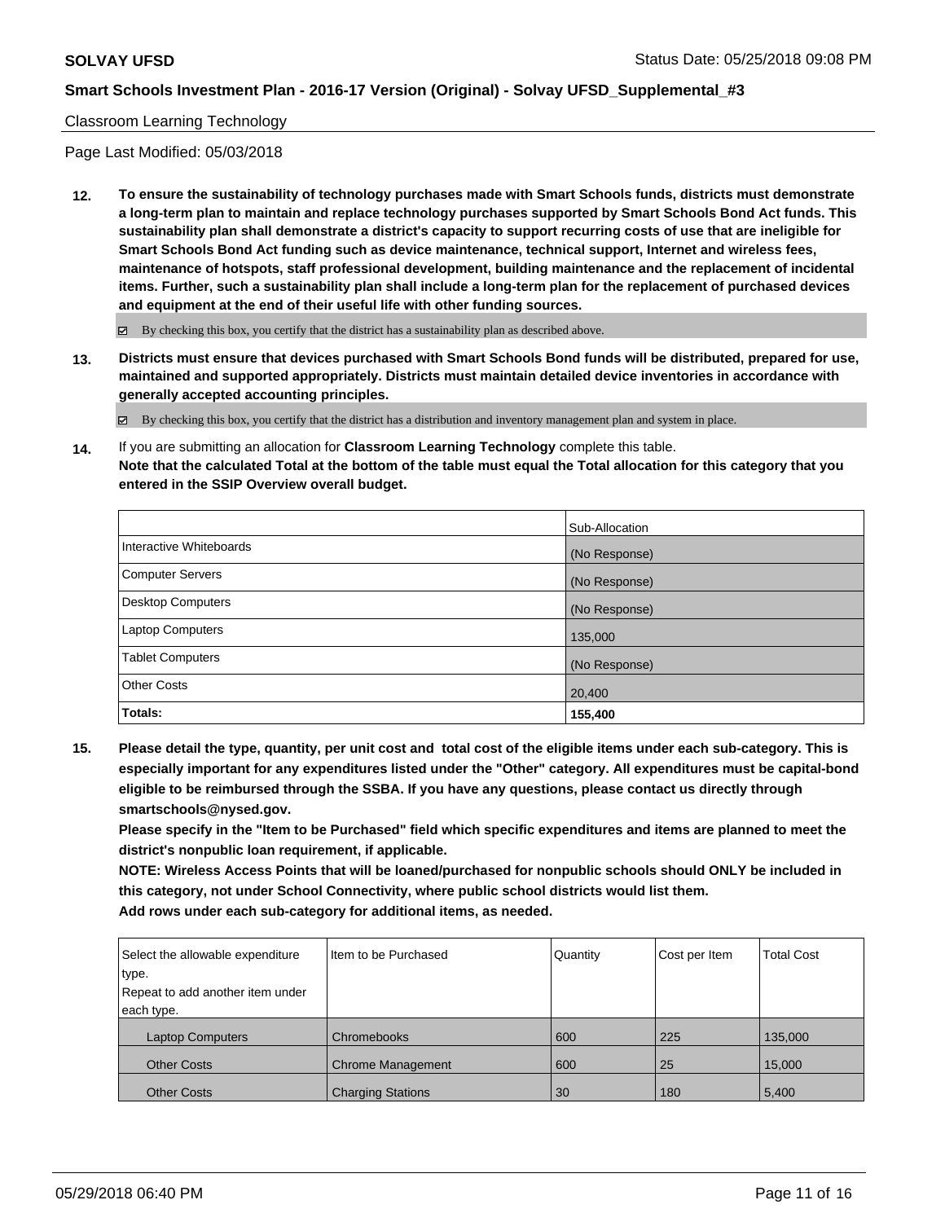Classroom Learning Technology

Page Last Modified: 05/03/2018

**12. To ensure the sustainability of technology purchases made with Smart Schools funds, districts must demonstrate a long-term plan to maintain and replace technology purchases supported by Smart Schools Bond Act funds. This sustainability plan shall demonstrate a district's capacity to support recurring costs of use that are ineligible for Smart Schools Bond Act funding such as device maintenance, technical support, Internet and wireless fees, maintenance of hotspots, staff professional development, building maintenance and the replacement of incidental items. Further, such a sustainability plan shall include a long-term plan for the replacement of purchased devices and equipment at the end of their useful life with other funding sources.**

☑ By checking this box, you certify that the district has a sustainability plan as described above.

**13. Districts must ensure that devices purchased with Smart Schools Bond funds will be distributed, prepared for use, maintained and supported appropriately. Districts must maintain detailed device inventories in accordance with generally accepted accounting principles.**

☑ By checking this box, you certify that the district has a distribution and inventory management plan and system in place.

**14.** If you are submitting an allocation for **Classroom Learning Technology** complete this table.
**Note that the calculated Total at the bottom of the table must equal the Total allocation for this category that you entered in the SSIP Overview overall budget.**

| | Sub-Allocation |
|---|---|
| Interactive Whiteboards | (No Response) |
| Computer Servers | (No Response) |
| Desktop Computers | (No Response) |
| Laptop Computers | 135,000 |
| Tablet Computers | (No Response) |
| Other Costs | 20,400 |
| **Totals:** | **155,400** |

**15. Please detail the type, quantity, per unit cost and total cost of the eligible items under each sub-category. This is especially important for any expenditures listed under the "Other" category. All expenditures must be capital-bond eligible to be reimbursed through the SSBA. If you have any questions, please contact us directly through smartschools@nysed.gov.**
**Please specify in the "Item to be Purchased" field which specific expenditures and items are planned to meet the district's nonpublic loan requirement, if applicable.**
**NOTE: Wireless Access Points that will be loaned/purchased for nonpublic schools should ONLY be included in this category, not under School Connectivity, where public school districts would list them.**
**Add rows under each sub-category for additional items, as needed.**

| Select the allowable expenditure type. Repeat to add another item under each type. | Item to be Purchased | Quantity | Cost per Item | Total Cost |
|---|---|---|---|---|
| Laptop Computers | Chromebooks | 600 | 225 | 135,000 |
| Other Costs | Chrome Management | 600 | 25 | 15,000 |
| Other Costs | Charging Stations | 30 | 180 | 5,400 |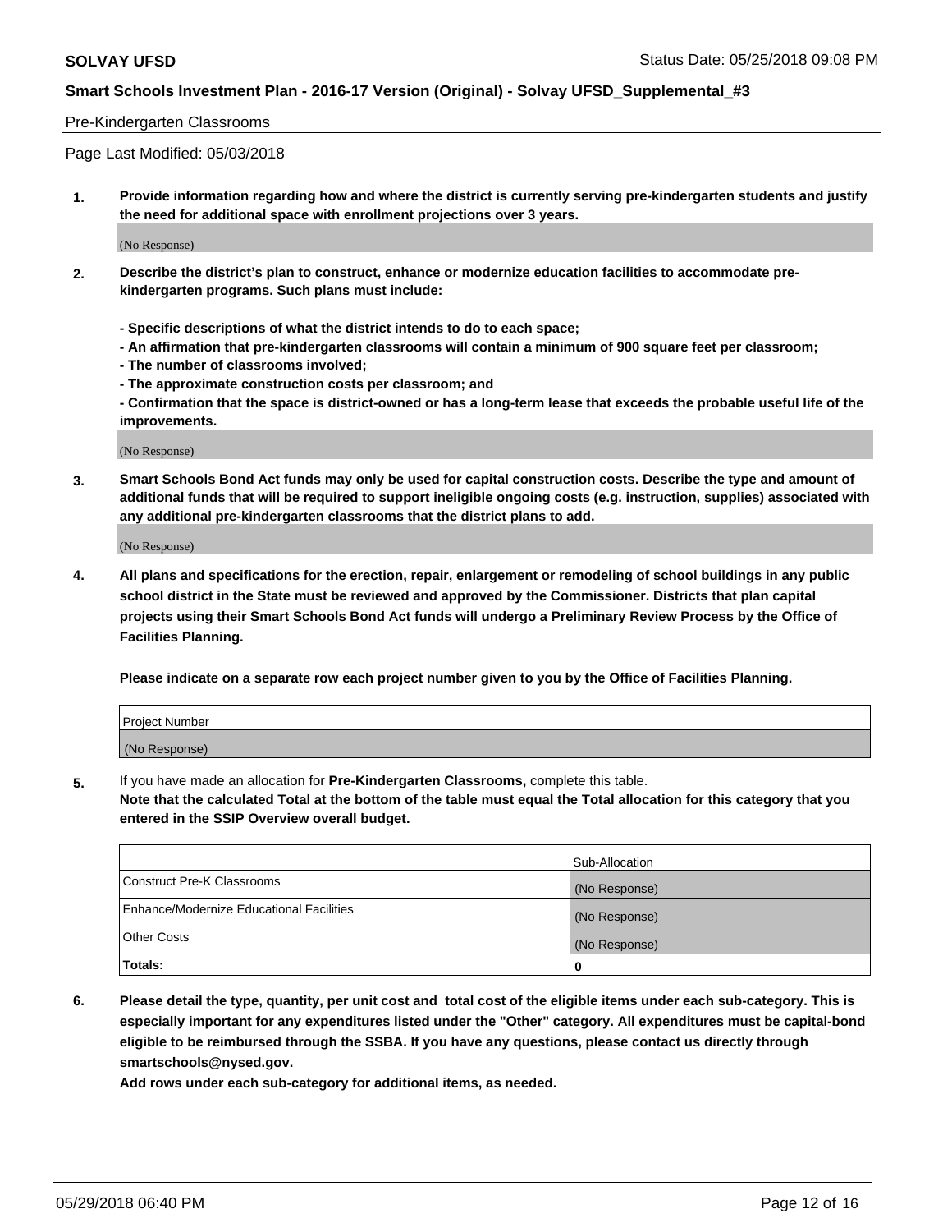Pre-Kindergarten Classrooms

Page Last Modified: 05/03/2018

**1. Provide information regarding how and where the district is currently serving pre-kindergarten students and justify the need for additional space with enrollment projections over 3 years.**

(No Response)

**2. Describe the district's plan to construct, enhance or modernize education facilities to accommodate pre-kindergarten programs. Such plans must include:**

**- Specific descriptions of what the district intends to do to each space;**
**- An affirmation that pre-kindergarten classrooms will contain a minimum of 900 square feet per classroom;**
**- The number of classrooms involved;**
**- The approximate construction costs per classroom; and**
**- Confirmation that the space is district-owned or has a long-term lease that exceeds the probable useful life of the improvements.**

(No Response)

**3. Smart Schools Bond Act funds may only be used for capital construction costs. Describe the type and amount of additional funds that will be required to support ineligible ongoing costs (e.g. instruction, supplies) associated with any additional pre-kindergarten classrooms that the district plans to add.**

(No Response)

**4. All plans and specifications for the erection, repair, enlargement or remodeling of school buildings in any public school district in the State must be reviewed and approved by the Commissioner. Districts that plan capital projects using their Smart Schools Bond Act funds will undergo a Preliminary Review Process by the Office of Facilities Planning.**

**Please indicate on a separate row each project number given to you by the Office of Facilities Planning.**

| Project Number |
| --- |
| (No Response) |

**5.** If you have made an allocation for **Pre-Kindergarten Classrooms,** complete this table.
**Note that the calculated Total at the bottom of the table must equal the Total allocation for this category that you entered in the SSIP Overview overall budget.**

| | Sub-Allocation |
| --- | --- |
| Construct Pre-K Classrooms | (No Response) |
| Enhance/Modernize Educational Facilities | (No Response) |
| Other Costs | (No Response) |
| **Totals:** | **0** |

**6. Please detail the type, quantity, per unit cost and total cost of the eligible items under each sub-category. This is especially important for any expenditures listed under the "Other" category. All expenditures must be capital-bond eligible to be reimbursed through the SSBA. If you have any questions, please contact us directly through smartschools@nysed.gov.**

**Add rows under each sub-category for additional items, as needed.**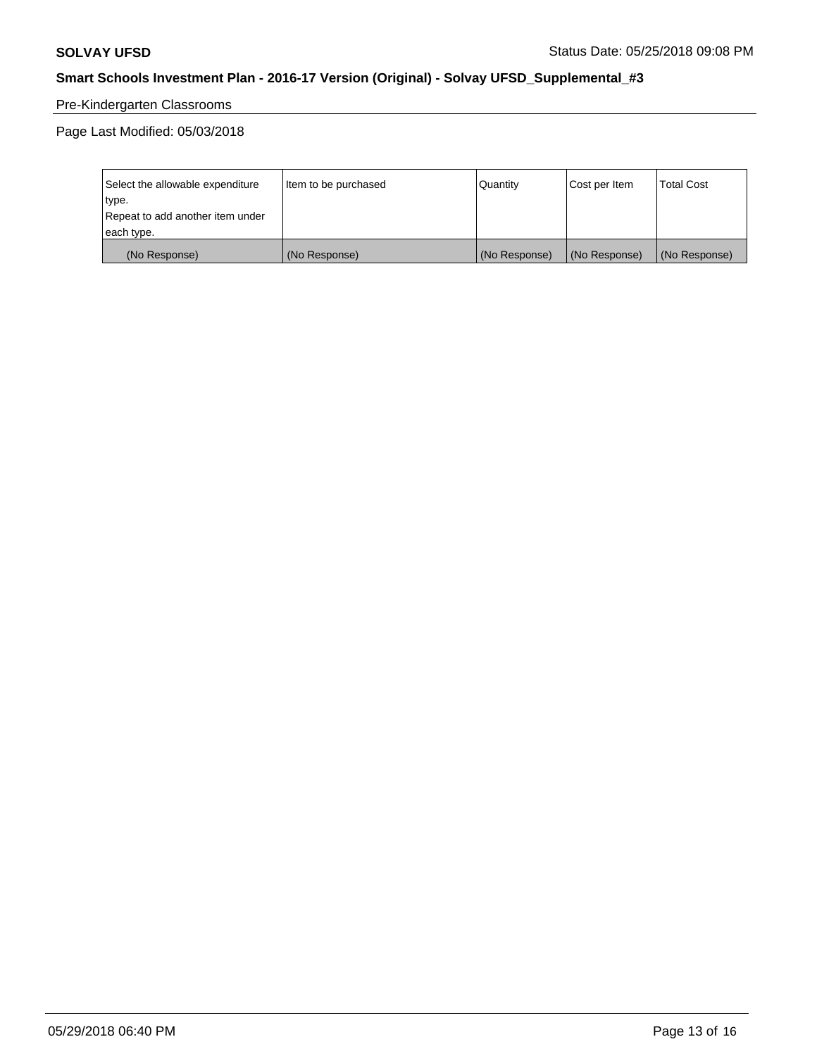Pre-Kindergarten Classrooms

Page Last Modified: 05/03/2018

| Select the allowable expenditure type. Repeat to add another item under each type. | Item to be purchased | Quantity | Cost per Item | Total Cost |
|---|---|---|---|---|
| (No Response) | (No Response) | (No Response) | (No Response) | (No Response) |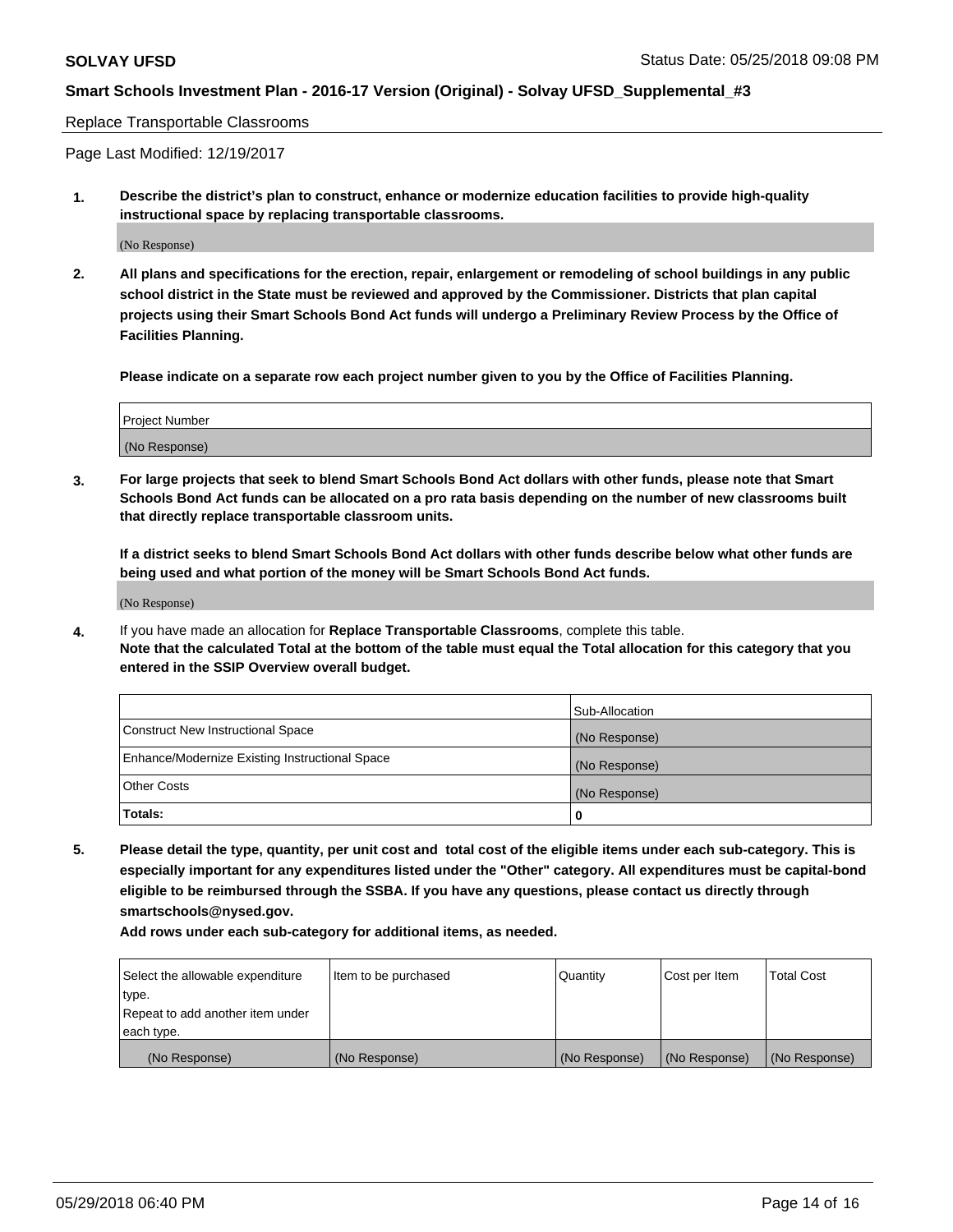Replace Transportable Classrooms

Page Last Modified: 12/19/2017

**1. Describe the district's plan to construct, enhance or modernize education facilities to provide high-quality instructional space by replacing transportable classrooms.**

(No Response)

**2. All plans and specifications for the erection, repair, enlargement or remodeling of school buildings in any public school district in the State must be reviewed and approved by the Commissioner. Districts that plan capital projects using their Smart Schools Bond Act funds will undergo a Preliminary Review Process by the Office of Facilities Planning.**

**Please indicate on a separate row each project number given to you by the Office of Facilities Planning.**

| Project Number |
|---|
| (No Response) |

**3. For large projects that seek to blend Smart Schools Bond Act dollars with other funds, please note that Smart Schools Bond Act funds can be allocated on a pro rata basis depending on the number of new classrooms built that directly replace transportable classroom units.**

**If a district seeks to blend Smart Schools Bond Act dollars with other funds describe below what other funds are being used and what portion of the money will be Smart Schools Bond Act funds.**

(No Response)

**4.** If you have made an allocation for **Replace Transportable Classrooms**, complete this table. **Note that the calculated Total at the bottom of the table must equal the Total allocation for this category that you entered in the SSIP Overview overall budget.**

| | Sub-Allocation |
|---|---|
| Construct New Instructional Space | (No Response) |
| Enhance/Modernize Existing Instructional Space | (No Response) |
| Other Costs | (No Response) |
| **Totals:** | **0** |

**5. Please detail the type, quantity, per unit cost and total cost of the eligible items under each sub-category. This is especially important for any expenditures listed under the "Other" category. All expenditures must be capital-bond eligible to be reimbursed through the SSBA. If you have any questions, please contact us directly through smartschools@nysed.gov.**

**Add rows under each sub-category for additional items, as needed.**

| Select the allowable expenditure type. Repeat to add another item under each type. | Item to be purchased | Quantity | Cost per Item | Total Cost |
|---|---|---|---|---|
| (No Response) | (No Response) | (No Response) | (No Response) | (No Response) |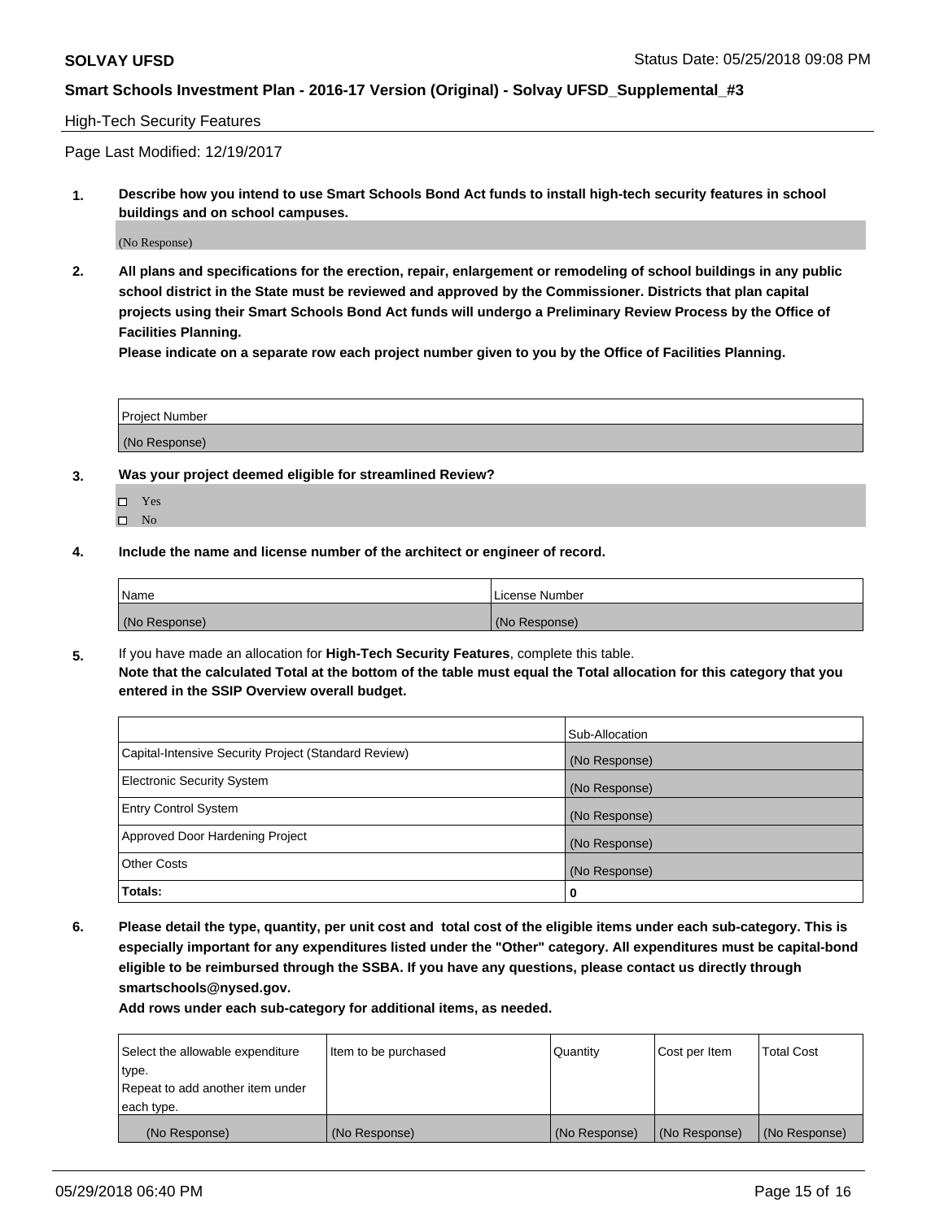High-Tech Security Features

Page Last Modified: 12/19/2017

1. **Describe how you intend to use Smart Schools Bond Act funds to install high-tech security features in school buildings and on school campuses.**

(No Response)

2. **All plans and specifications for the erection, repair, enlargement or remodeling of school buildings in any public school district in the State must be reviewed and approved by the Commissioner. Districts that plan capital projects using their Smart Schools Bond Act funds will undergo a Preliminary Review Process by the Office of Facilities Planning.**
**Please indicate on a separate row each project number given to you by the Office of Facilities Planning.**

| Project Number |
|---|
| (No Response) |

3. **Was your project deemed eligible for streamlined Review?**

- ☐ Yes
- ☐ No

4. **Include the name and license number of the architect or engineer of record.**

| Name | License Number |
|---|---|
| (No Response) | (No Response) |

5. If you have made an allocation for **High-Tech Security Features**, complete this table.
**Note that the calculated Total at the bottom of the table must equal the Total allocation for this category that you entered in the SSIP Overview overall budget.**

| | Sub-Allocation |
|---|---|
| Capital-Intensive Security Project (Standard Review) | (No Response) |
| Electronic Security System | (No Response) |
| Entry Control System | (No Response) |
| Approved Door Hardening Project | (No Response) |
| Other Costs | (No Response) |
| **Totals:** | **0** |

6. **Please detail the type, quantity, per unit cost and total cost of the eligible items under each sub-category. This is especially important for any expenditures listed under the "Other" category. All expenditures must be capital-bond eligible to be reimbursed through the SSBA. If you have any questions, please contact us directly through smartschools@nysed.gov.**
**Add rows under each sub-category for additional items, as needed.**

| Select the allowable expenditure type. Repeat to add another item under each type. | Item to be purchased | Quantity | Cost per Item | Total Cost |
|---|---|---|---|---|
| (No Response) | (No Response) | (No Response) | (No Response) | (No Response) |